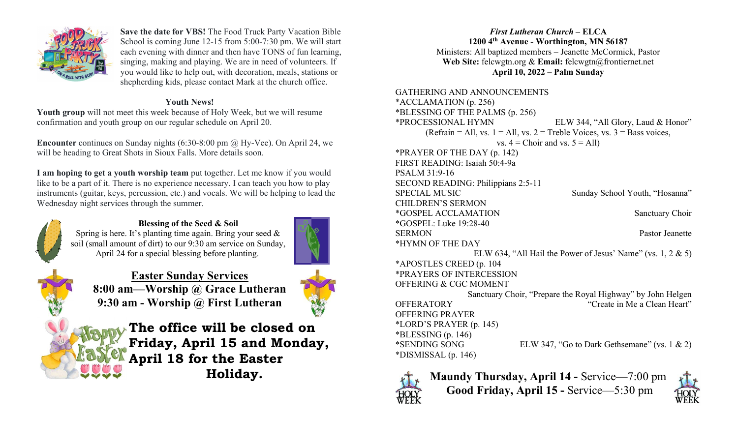**Save the date for VBS!** The Food Truck Party Vacation Bible School is coming June 12-15 from 5:00-7:30 pm. We will start each evening with dinner and then have TONS of fun learning, singing, making and playing. We are in need of volunteers. If you would like to help out, with decoration, meals, stations or shepherding kids, please contact Mark at the church office.

**Youth News!**

**Youth group** will not meet this week because of Holy Week, but we will resume confirmation and youth group on our regular schedule on April 20.

**Encounter** continues on Sunday nights (6:30-8:00 pm @ Hy-Vee). On April 24, we will be heading to Great Shots in Sioux Falls. More details soon.

**I am hoping to get a youth worship team** put together. Let me know if you would like to be a part of it. There is no experience necessary. I can teach you how to play instruments (guitar, keys, percussion, etc.) and vocals. We will be helping to lead the Wednesday night services through the summer.

**Blessing of the Seed & Soil**

Spring is here. It's planting time again. Bring your seed & soil (small amount of dirt) to our 9:30 am service on Sunday, April 24 for a special blessing before planting.

## Easter Sunday Services

**8:00 am—Worship @ Grace Lutheran**

**9:30 am - Worship @ First Lutheran**

**The office will be closed on Friday, April 15 and Monday, April 18 for the Easter Holiday.**

***First Lutheran Church* – ELCA**

**1200 4th Avenue - Worthington, MN 56187**

Ministers: All baptized members – Jeanette McCormick, Pastor

**Web Site:** felcwgtn.org & **Email:** felcwgtn@frontiernet.net

**April 10, 2022 – Palm Sunday**

GATHERING AND ANNOUNCEMENTS
*ACCLAMATION (p. 256)
*BLESSING OF THE PALMS (p. 256)
*PROCESSIONAL HYMN — ELW 344, "All Glory, Laud & Honor"
(Refrain = All, vs. 1 = All, vs. 2 = Treble Voices, vs. 3 = Bass voices, vs. 4 = Choir and vs. 5 = All)
*PRAYER OF THE DAY (p. 142)
FIRST READING: Isaiah 50:4-9a
PSALM 31:9-16
SECOND READING: Philippians 2:5-11
SPECIAL MUSIC — Sunday School Youth, "Hosanna"
CHILDREN'S SERMON
*GOSPEL ACCLAMATION — Sanctuary Choir
*GOSPEL: Luke 19:28-40
SERMON — Pastor Jeanette
*HYMN OF THE DAY
ELW 634, "All Hail the Power of Jesus' Name" (vs. 1, 2 & 5)
*APOSTLES CREED (p. 104
*PRAYERS OF INTERCESSION
OFFERING & CGC MOMENT
Sanctuary Choir, "Prepare the Royal Highway" by John Helgen
OFFERATORY — "Create in Me a Clean Heart"
OFFERING PRAYER
*LORD'S PRAYER (p. 145)
*BLESSING (p. 146)
*SENDING SONG — ELW 347, "Go to Dark Gethsemane" (vs. 1 & 2)
*DISMISSAL (p. 146)

**Maundy Thursday, April 14 -** Service—7:00 pm

**Good Friday, April 15 -** Service—5:30 pm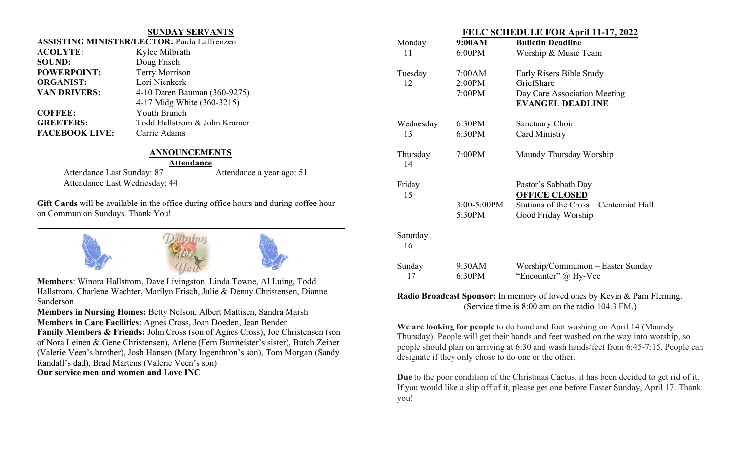## SUNDAY SERVANTS

**ASSISTING MINISTER/LECTOR:** Paula Laffrenzen

| | |
|---|---|
| **ACOLYTE:** | Kylee Milbrath |
| **SOUND:** | Doug Frisch |
| **POWERPOINT:** | Terry Morrison |
| **ORGANIST:** | Lori Nienkerk |
| **VAN DRIVERS:** | 4-10 Daren Bauman (360-9275)<br>4-17 Midg White (360-3215) |
| **COFFEE:** | Youth Brunch |
| **GREETERS:** | Todd Hallstrom & John Kramer |
| **FACEBOOK LIVE:** | Carrie Adams |

## ANNOUNCEMENTS

### Attendance

Attendance Last Sunday: 87 Attendance a year ago: 51
Attendance Last Wednesday: 44

**Gift Cards** will be available in the office during office hours and during coffee hour on Communion Sundays. Thank You!

---

Praying for You

**Members**: Winora Hallstrom, Dave Livingston, Linda Towne, Al Luing, Todd Hallstrom, Charlene Wachter, Marilyn Frisch, Julie & Denny Christensen, Dianne Sanderson
**Members in Nursing Homes:** Betty Nelson, Albert Mattisen, Sandra Marsh
**Members in Care Facilities**: Agnes Cross, Joan Doeden, Jean Bender
**Family Members & Friends:** John Cross (son of Agnes Cross), Joe Christensen (son of Nora Leinen & Gene Christensen)**,** Arlene (Fern Burmeister's sister), Butch Zeiner (Valerie Veen's brother), Josh Hansen (Mary Ingenthron's son), Tom Morgan (Sandy Randall's dad), Brad Martens (Valerie Veen's son)
**Our service men and women and Love INC**

## FELC SCHEDULE FOR April 11-17, 2022

| | | |
|---|---|---|
| Monday 11 | **9:00AM** | **Bulletin Deadline** |
| | 6:00PM | Worship & Music Team |
| Tuesday 12 | 7:00AM | Early Risers Bible Study |
| | 2:00PM | GriefShare |
| | 7:00PM | Day Care Association Meeting |
| | | **EVANGEL DEADLINE** |
| Wednesday 13 | 6:30PM | Sanctuary Choir |
| | 6:30PM | Card Ministry |
| Thursday 14 | 7:00PM | Maundy Thursday Worship |
| Friday 15 | | Pastor's Sabbath Day |
| | | **OFFICE CLOSED** |
| | 3:00-5:00PM | Stations of the Cross – Centennial Hall |
| | 5:30PM | Good Friday Worship |
| Saturday 16 | | |
| Sunday 17 | 9:30AM | Worship/Communion – Easter Sunday |
| | 6:30PM | "Encounter" @ Hy-Vee |

**Radio Broadcast Sponsor:** In memory of loved ones by Kevin & Pam Fleming. (Service time is 8:00 am on the radio 104.3 FM.)

**We are looking for people** to do hand and foot washing on April 14 (Maundy Thursday). People will get their hands and feet washed on the way into worship, so people should plan on arriving at 6:30 and wash hands/feet from 6:45-7:15. People can designate if they only chose to do one or the other.

**Due** to the poor condition of the Christmas Cactus, it has been decided to get rid of it. If you would like a slip off of it, please get one before Easter Sunday, April 17. Thank you!